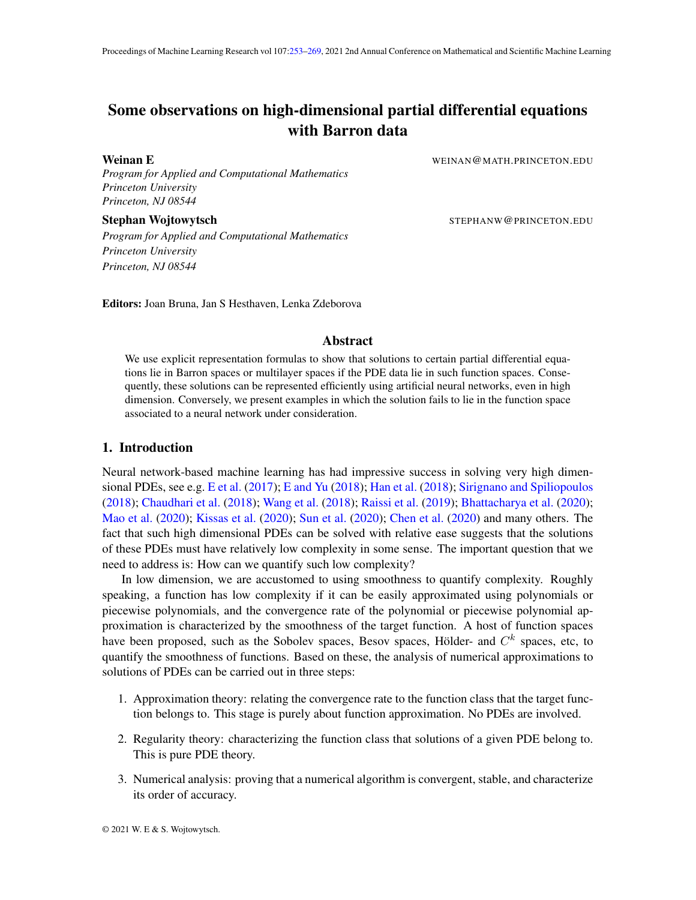# Some observations on high-dimensional partial differential equations with Barron data

**Weinan E** WEINAN@MATH.PRINCETON.EDU
*Program for Applied and Computational Mathematics*
*Princeton University*
*Princeton, NJ 08544*

**Stephan Wojtowytsch** STEPHANW@PRINCETON.EDU
*Program for Applied and Computational Mathematics*
*Princeton University*
*Princeton, NJ 08544*

**Editors:** Joan Bruna, Jan S Hesthaven, Lenka Zdeborova

## Abstract

We use explicit representation formulas to show that solutions to certain partial differential equations lie in Barron spaces or multilayer spaces if the PDE data lie in such function spaces. Consequently, these solutions can be represented efficiently using artificial neural networks, even in high dimension. Conversely, we present examples in which the solution fails to lie in the function space associated to a neural network under consideration.

## 1. Introduction

Neural network-based machine learning has had impressive success in solving very high dimensional PDEs, see e.g. E et al. (2017); E and Yu (2018); Han et al. (2018); Sirignano and Spiliopoulos (2018); Chaudhari et al. (2018); Wang et al. (2018); Raissi et al. (2019); Bhattacharya et al. (2020); Mao et al. (2020); Kissas et al. (2020); Sun et al. (2020); Chen et al. (2020) and many others. The fact that such high dimensional PDEs can be solved with relative ease suggests that the solutions of these PDEs must have relatively low complexity in some sense. The important question that we need to address is: How can we quantify such low complexity?

In low dimension, we are accustomed to using smoothness to quantify complexity. Roughly speaking, a function has low complexity if it can be easily approximated using polynomials or piecewise polynomials, and the convergence rate of the polynomial or piecewise polynomial approximation is characterized by the smoothness of the target function. A host of function spaces have been proposed, such as the Sobolev spaces, Besov spaces, Hölder- and $C^k$ spaces, etc, to quantify the smoothness of functions. Based on these, the analysis of numerical approximations to solutions of PDEs can be carried out in three steps:

1. Approximation theory: relating the convergence rate to the function class that the target function belongs to. This stage is purely about function approximation. No PDEs are involved.
2. Regularity theory: characterizing the function class that solutions of a given PDE belong to. This is pure PDE theory.
3. Numerical analysis: proving that a numerical algorithm is convergent, stable, and characterize its order of accuracy.

© 2021 W. E & S. Wojtowytsch.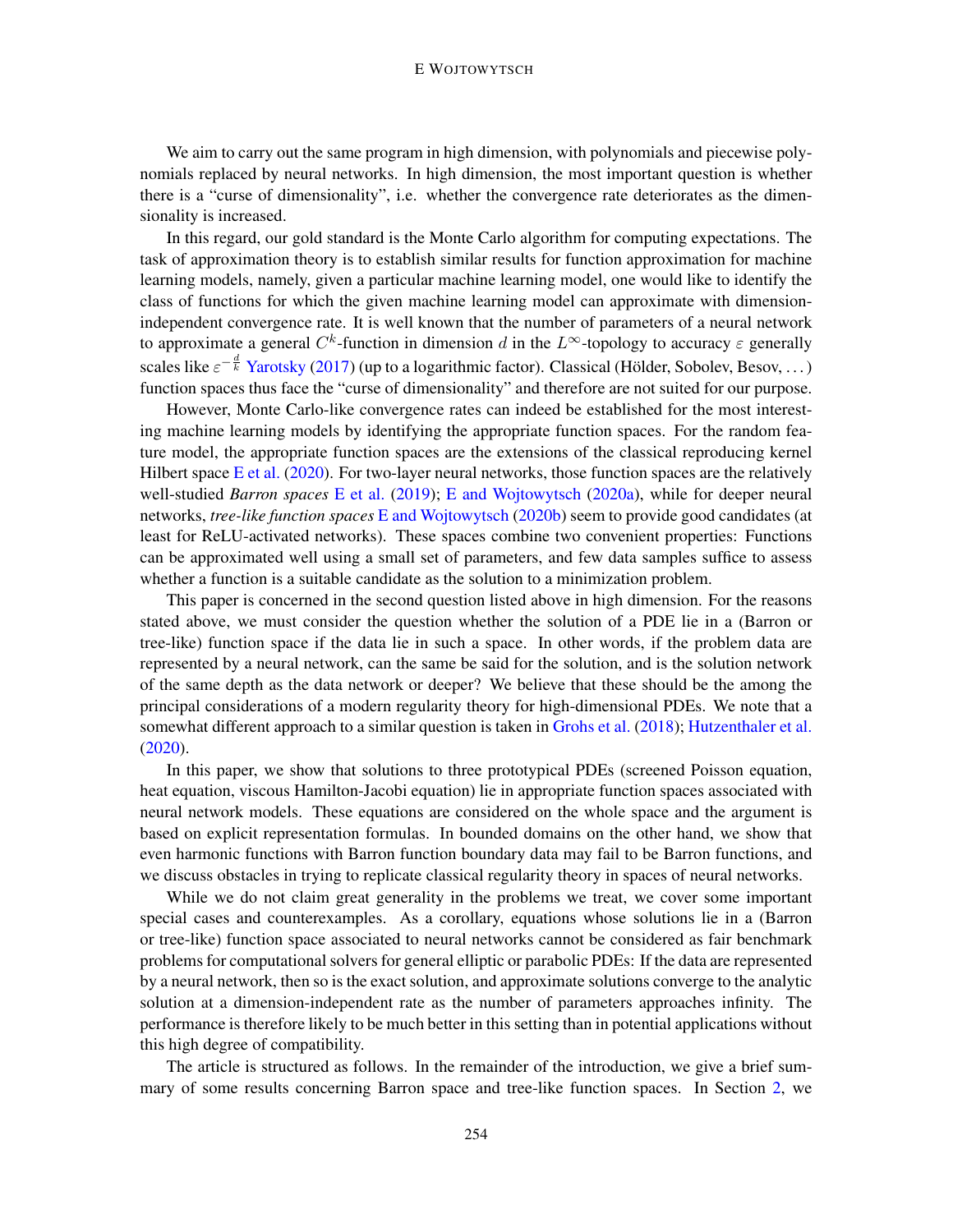We aim to carry out the same program in high dimension, with polynomials and piecewise polynomials replaced by neural networks. In high dimension, the most important question is whether there is a "curse of dimensionality", i.e. whether the convergence rate deteriorates as the dimensionality is increased.

In this regard, our gold standard is the Monte Carlo algorithm for computing expectations. The task of approximation theory is to establish similar results for function approximation for machine learning models, namely, given a particular machine learning model, one would like to identify the class of functions for which the given machine learning model can approximate with dimension-independent convergence rate. It is well known that the number of parameters of a neural network to approximate a general $C^k$-function in dimension $d$ in the $L^\infty$-topology to accuracy $\varepsilon$ generally scales like $\varepsilon^{-\frac{d}{k}}$ Yarotsky (2017) (up to a logarithmic factor). Classical (Hölder, Sobolev, Besov, ...) function spaces thus face the "curse of dimensionality" and therefore are not suited for our purpose.

However, Monte Carlo-like convergence rates can indeed be established for the most interesting machine learning models by identifying the appropriate function spaces. For the random feature model, the appropriate function spaces are the extensions of the classical reproducing kernel Hilbert space E et al. (2020). For two-layer neural networks, those function spaces are the relatively well-studied *Barron spaces* E et al. (2019); E and Wojtowytsch (2020a), while for deeper neural networks, *tree-like function spaces* E and Wojtowytsch (2020b) seem to provide good candidates (at least for ReLU-activated networks). These spaces combine two convenient properties: Functions can be approximated well using a small set of parameters, and few data samples suffice to assess whether a function is a suitable candidate as the solution to a minimization problem.

This paper is concerned in the second question listed above in high dimension. For the reasons stated above, we must consider the question whether the solution of a PDE lie in a (Barron or tree-like) function space if the data lie in such a space. In other words, if the problem data are represented by a neural network, can the same be said for the solution, and is the solution network of the same depth as the data network or deeper? We believe that these should be the among the principal considerations of a modern regularity theory for high-dimensional PDEs. We note that a somewhat different approach to a similar question is taken in Grohs et al. (2018); Hutzenthaler et al. (2020).

In this paper, we show that solutions to three prototypical PDEs (screened Poisson equation, heat equation, viscous Hamilton-Jacobi equation) lie in appropriate function spaces associated with neural network models. These equations are considered on the whole space and the argument is based on explicit representation formulas. In bounded domains on the other hand, we show that even harmonic functions with Barron function boundary data may fail to be Barron functions, and we discuss obstacles in trying to replicate classical regularity theory in spaces of neural networks.

While we do not claim great generality in the problems we treat, we cover some important special cases and counterexamples. As a corollary, equations whose solutions lie in a (Barron or tree-like) function space associated to neural networks cannot be considered as fair benchmark problems for computational solvers for general elliptic or parabolic PDEs: If the data are represented by a neural network, then so is the exact solution, and approximate solutions converge to the analytic solution at a dimension-independent rate as the number of parameters approaches infinity. The performance is therefore likely to be much better in this setting than in potential applications without this high degree of compatibility.

The article is structured as follows. In the remainder of the introduction, we give a brief summary of some results concerning Barron space and tree-like function spaces. In Section 2, we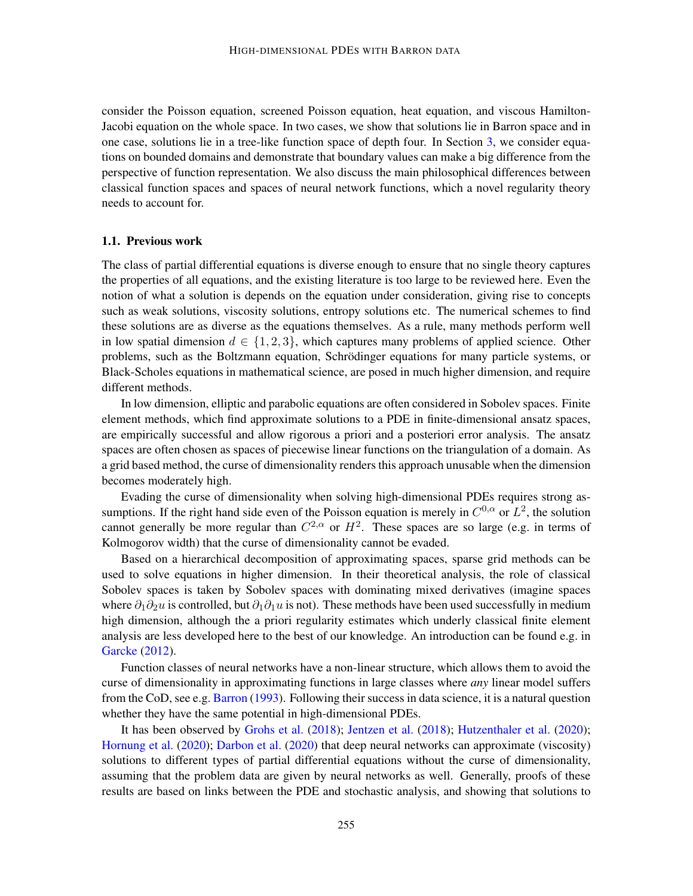consider the Poisson equation, screened Poisson equation, heat equation, and viscous Hamilton-Jacobi equation on the whole space. In two cases, we show that solutions lie in Barron space and in one case, solutions lie in a tree-like function space of depth four. In Section 3, we consider equations on bounded domains and demonstrate that boundary values can make a big difference from the perspective of function representation. We also discuss the main philosophical differences between classical function spaces and spaces of neural network functions, which a novel regularity theory needs to account for.

### 1.1. Previous work

The class of partial differential equations is diverse enough to ensure that no single theory captures the properties of all equations, and the existing literature is too large to be reviewed here. Even the notion of what a solution is depends on the equation under consideration, giving rise to concepts such as weak solutions, viscosity solutions, entropy solutions etc. The numerical schemes to find these solutions are as diverse as the equations themselves. As a rule, many methods perform well in low spatial dimension $d \in \{1, 2, 3\}$, which captures many problems of applied science. Other problems, such as the Boltzmann equation, Schrödinger equations for many particle systems, or Black-Scholes equations in mathematical science, are posed in much higher dimension, and require different methods.

In low dimension, elliptic and parabolic equations are often considered in Sobolev spaces. Finite element methods, which find approximate solutions to a PDE in finite-dimensional ansatz spaces, are empirically successful and allow rigorous a priori and a posteriori error analysis. The ansatz spaces are often chosen as spaces of piecewise linear functions on the triangulation of a domain. As a grid based method, the curse of dimensionality renders this approach unusable when the dimension becomes moderately high.

Evading the curse of dimensionality when solving high-dimensional PDEs requires strong assumptions. If the right hand side even of the Poisson equation is merely in $C^{0,\alpha}$ or $L^2$, the solution cannot generally be more regular than $C^{2,\alpha}$ or $H^2$. These spaces are so large (e.g. in terms of Kolmogorov width) that the curse of dimensionality cannot be evaded.

Based on a hierarchical decomposition of approximating spaces, sparse grid methods can be used to solve equations in higher dimension. In their theoretical analysis, the role of classical Sobolev spaces is taken by Sobolev spaces with dominating mixed derivatives (imagine spaces where $\partial_1\partial_2 u$ is controlled, but $\partial_1\partial_1 u$ is not). These methods have been used successfully in medium high dimension, although the a priori regularity estimates which underly classical finite element analysis are less developed here to the best of our knowledge. An introduction can be found e.g. in Garcke (2012).

Function classes of neural networks have a non-linear structure, which allows them to avoid the curse of dimensionality in approximating functions in large classes where *any* linear model suffers from the CoD, see e.g. Barron (1993). Following their success in data science, it is a natural question whether they have the same potential in high-dimensional PDEs.

It has been observed by Grohs et al. (2018); Jentzen et al. (2018); Hutzenthaler et al. (2020); Hornung et al. (2020); Darbon et al. (2020) that deep neural networks can approximate (viscosity) solutions to different types of partial differential equations without the curse of dimensionality, assuming that the problem data are given by neural networks as well. Generally, proofs of these results are based on links between the PDE and stochastic analysis, and showing that solutions to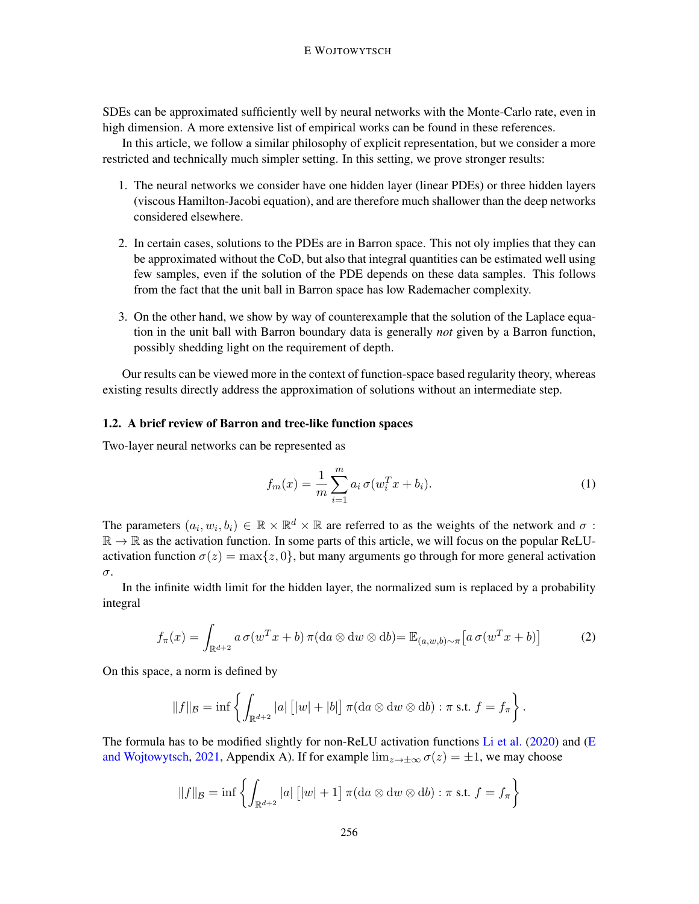SDEs can be approximated sufficiently well by neural networks with the Monte-Carlo rate, even in high dimension. A more extensive list of empirical works can be found in these references.

In this article, we follow a similar philosophy of explicit representation, but we consider a more restricted and technically much simpler setting. In this setting, we prove stronger results:

1. The neural networks we consider have one hidden layer (linear PDEs) or three hidden layers (viscous Hamilton-Jacobi equation), and are therefore much shallower than the deep networks considered elsewhere.
2. In certain cases, solutions to the PDEs are in Barron space. This not oly implies that they can be approximated without the CoD, but also that integral quantities can be estimated well using few samples, even if the solution of the PDE depends on these data samples. This follows from the fact that the unit ball in Barron space has low Rademacher complexity.
3. On the other hand, we show by way of counterexample that the solution of the Laplace equation in the unit ball with Barron boundary data is generally *not* given by a Barron function, possibly shedding light on the requirement of depth.

Our results can be viewed more in the context of function-space based regularity theory, whereas existing results directly address the approximation of solutions without an intermediate step.

### 1.2. A brief review of Barron and tree-like function spaces

Two-layer neural networks can be represented as

$$f_m(x) = \frac{1}{m}\sum_{i=1}^{m} a_i\,\sigma(w_i^T x + b_i). \tag{1}$$

The parameters $(a_i, w_i, b_i) \in \mathbb{R}\times\mathbb{R}^d\times\mathbb{R}$ are referred to as the weights of the network and $\sigma : \mathbb{R}\to\mathbb{R}$ as the activation function. In some parts of this article, we will focus on the popular ReLU-activation function $\sigma(z) = \max\{z, 0\}$, but many arguments go through for more general activation $\sigma$.

In the infinite width limit for the hidden layer, the normalized sum is replaced by a probability integral

$$f_\pi(x) = \int_{\mathbb{R}^{d+2}} a\,\sigma(w^T x + b)\,\pi(\mathrm{d}a\otimes\mathrm{d}w\otimes\mathrm{d}b) = \mathbb{E}_{(a,w,b)\sim\pi}\big[a\,\sigma(w^T x + b)\big] \tag{2}$$

On this space, a norm is defined by

$$\|f\|_{\mathcal{B}} = \inf\left\{\int_{\mathbb{R}^{d+2}} |a|\,\big[|w| + |b|\big]\,\pi(\mathrm{d}a\otimes\mathrm{d}w\otimes\mathrm{d}b) : \pi \text{ s.t. } f = f_\pi\right\}.$$

The formula has to be modified slightly for non-ReLU activation functions Li et al. (2020) and (E and Wojtowytsch, 2021, Appendix A). If for example $\lim_{z\to\pm\infty}\sigma(z) = \pm 1$, we may choose

$$\|f\|_{\mathcal{B}} = \inf\left\{\int_{\mathbb{R}^{d+2}} |a|\,\big[|w| + 1\big]\,\pi(\mathrm{d}a\otimes\mathrm{d}w\otimes\mathrm{d}b) : \pi \text{ s.t. } f = f_\pi\right\}$$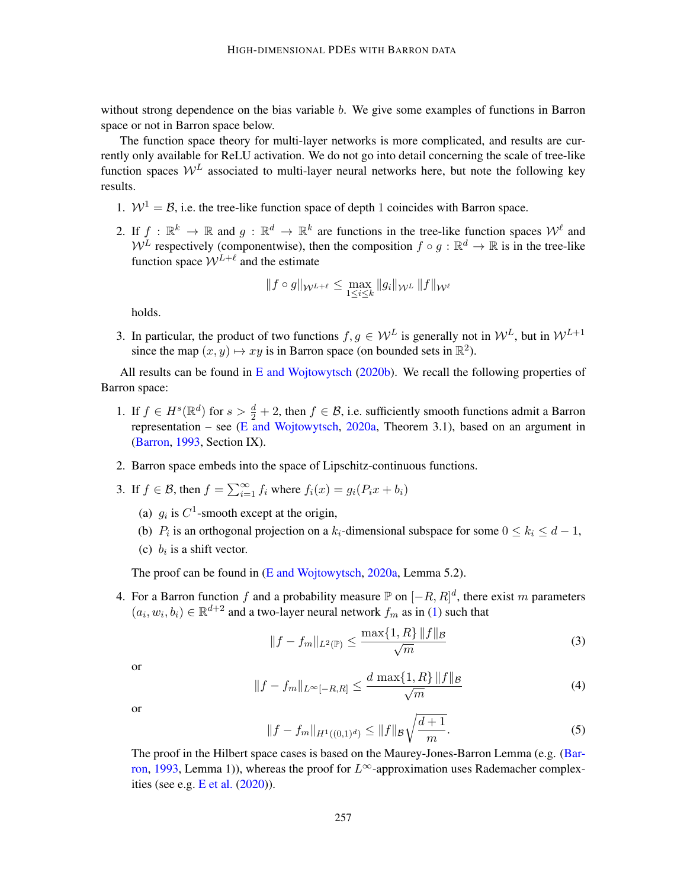without strong dependence on the bias variable $b$. We give some examples of functions in Barron space or not in Barron space below.

The function space theory for multi-layer networks is more complicated, and results are currently only available for ReLU activation. We do not go into detail concerning the scale of tree-like function spaces $\mathcal{W}^L$ associated to multi-layer neural networks here, but note the following key results.

1. $\mathcal{W}^1 = \mathcal{B}$, i.e. the tree-like function space of depth 1 coincides with Barron space.
2. If $f : \mathbb{R}^k \to \mathbb{R}$ and $g : \mathbb{R}^d \to \mathbb{R}^k$ are functions in the tree-like function spaces $\mathcal{W}^\ell$ and $\mathcal{W}^L$ respectively (componentwise), then the composition $f \circ g : \mathbb{R}^d \to \mathbb{R}$ is in the tree-like function space $\mathcal{W}^{L+\ell}$ and the estimate
$$\|f \circ g\|_{\mathcal{W}^{L+\ell}} \leq \max_{1 \leq i \leq k} \|g_i\|_{\mathcal{W}^L} \, \|f\|_{\mathcal{W}^\ell}$$
holds.
3. In particular, the product of two functions $f, g \in \mathcal{W}^L$ is generally not in $\mathcal{W}^L$, but in $\mathcal{W}^{L+1}$ since the map $(x, y) \mapsto xy$ is in Barron space (on bounded sets in $\mathbb{R}^2$).

All results can be found in E and Wojtowytsch (2020b). We recall the following properties of Barron space:

1. If $f \in H^s(\mathbb{R}^d)$ for $s > \frac{d}{2} + 2$, then $f \in \mathcal{B}$, i.e. sufficiently smooth functions admit a Barron representation – see (E and Wojtowytsch, 2020a, Theorem 3.1), based on an argument in (Barron, 1993, Section IX).
2. Barron space embeds into the space of Lipschitz-continuous functions.
3. If $f \in \mathcal{B}$, then $f = \sum_{i=1}^\infty f_i$ where $f_i(x) = g_i(P_i x + b_i)$
   (a) $g_i$ is $C^1$-smooth except at the origin,
   (b) $P_i$ is an orthogonal projection on a $k_i$-dimensional subspace for some $0 \leq k_i \leq d-1$,
   (c) $b_i$ is a shift vector.

   The proof can be found in (E and Wojtowytsch, 2020a, Lemma 5.2).
4. For a Barron function $f$ and a probability measure $\mathbb{P}$ on $[-R, R]^d$, there exist $m$ parameters $(a_i, w_i, b_i) \in \mathbb{R}^{d+2}$ and a two-layer neural network $f_m$ as in (1) such that
$$\|f - f_m\|_{L^2(\mathbb{P})} \leq \frac{\max\{1, R\} \, \|f\|_{\mathcal{B}}}{\sqrt{m}} \tag{3}$$
or
$$\|f - f_m\|_{L^\infty[-R,R]} \leq \frac{d \, \max\{1, R\} \, \|f\|_{\mathcal{B}}}{\sqrt{m}} \tag{4}$$
or
$$\|f - f_m\|_{H^1((0,1)^d)} \leq \|f\|_{\mathcal{B}} \sqrt{\frac{d+1}{m}}. \tag{5}$$
The proof in the Hilbert space cases is based on the Maurey-Jones-Barron Lemma (e.g. (Barron, 1993, Lemma 1)), whereas the proof for $L^\infty$-approximation uses Rademacher complexities (see e.g. E et al. (2020)).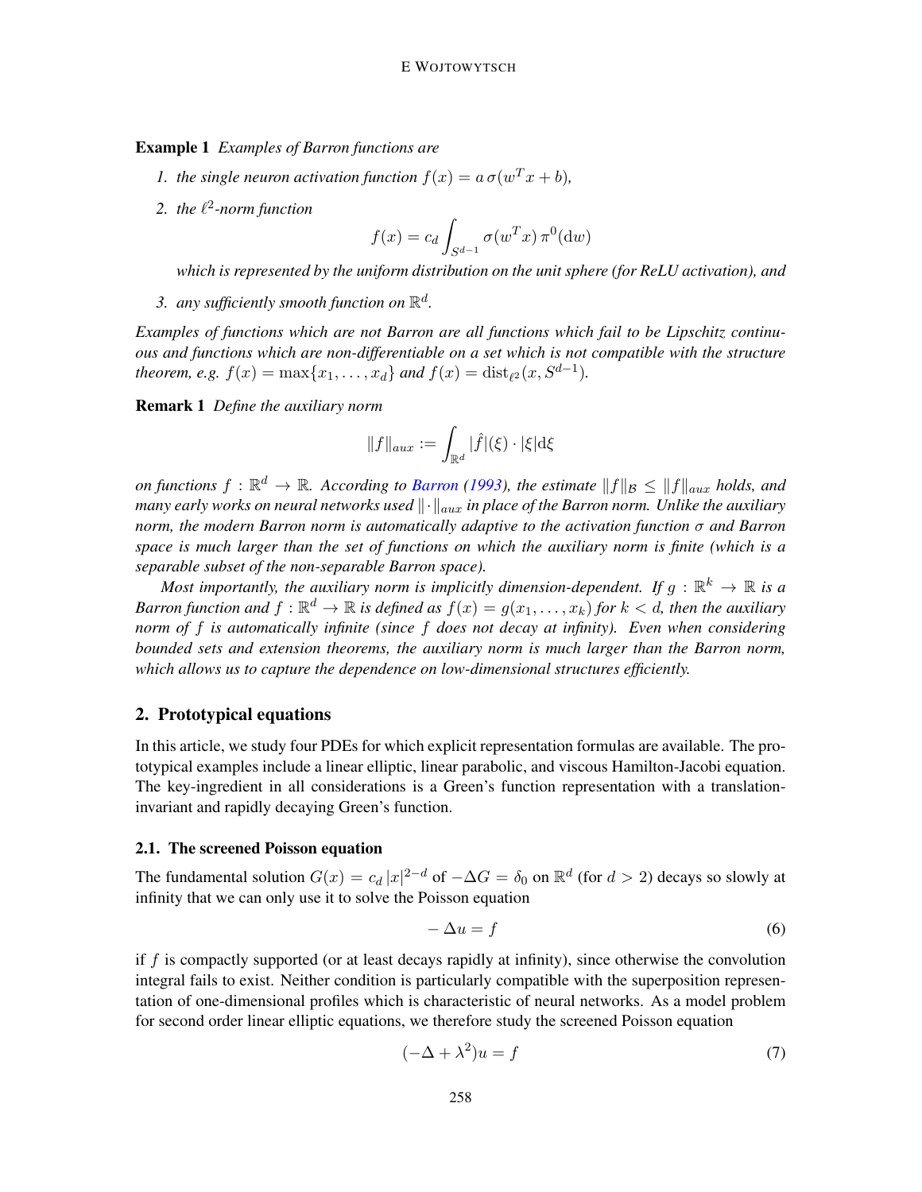**Example 1** *Examples of Barron functions are*

1. *the single neuron activation function $f(x) = a\,\sigma(w^T x + b)$,*
2. *the $\ell^2$-norm function*

$$f(x) = c_d \int_{S^{d-1}} \sigma(w^T x)\,\pi^0(\mathrm{d}w)$$

*which is represented by the uniform distribution on the unit sphere (for ReLU activation), and*

3. *any sufficiently smooth function on $\mathbb{R}^d$.*

*Examples of functions which are not Barron are all functions which fail to be Lipschitz continuous and functions which are non-differentiable on a set which is not compatible with the structure theorem, e.g. $f(x) = \max\{x_1, \dots, x_d\}$ and $f(x) = \mathrm{dist}_{\ell^2}(x, S^{d-1})$.*

**Remark 1** *Define the auxiliary norm*

$$\|f\|_{aux} := \int_{\mathbb{R}^d} |\hat{f}|(\xi) \cdot |\xi| \mathrm{d}\xi$$

*on functions $f : \mathbb{R}^d \to \mathbb{R}$. According to Barron (1993), the estimate $\|f\|_{\mathcal{B}} \leq \|f\|_{aux}$ holds, and many early works on neural networks used $\|\cdot\|_{aux}$ in place of the Barron norm. Unlike the auxiliary norm, the modern Barron norm is automatically adaptive to the activation function $\sigma$ and Barron space is much larger than the set of functions on which the auxiliary norm is finite (which is a separable subset of the non-separable Barron space).*

*Most importantly, the auxiliary norm is implicitly dimension-dependent. If $g : \mathbb{R}^k \to \mathbb{R}$ is a Barron function and $f : \mathbb{R}^d \to \mathbb{R}$ is defined as $f(x) = g(x_1, \dots, x_k)$ for $k < d$, then the auxiliary norm of $f$ is automatically infinite (since $f$ does not decay at infinity). Even when considering bounded sets and extension theorems, the auxiliary norm is much larger than the Barron norm, which allows us to capture the dependence on low-dimensional structures efficiently.*

## 2. Prototypical equations

In this article, we study four PDEs for which explicit representation formulas are available. The prototypical examples include a linear elliptic, linear parabolic, and viscous Hamilton-Jacobi equation. The key-ingredient in all considerations is a Green's function representation with a translation-invariant and rapidly decaying Green's function.

### 2.1. The screened Poisson equation

The fundamental solution $G(x) = c_d\,|x|^{2-d}$ of $-\Delta G = \delta_0$ on $\mathbb{R}^d$ (for $d > 2$) decays so slowly at infinity that we can only use it to solve the Poisson equation

$$-\Delta u = f \tag{6}$$

if $f$ is compactly supported (or at least decays rapidly at infinity), since otherwise the convolution integral fails to exist. Neither condition is particularly compatible with the superposition representation of one-dimensional profiles which is characteristic of neural networks. As a model problem for second order linear elliptic equations, we therefore study the screened Poisson equation

$$(-\Delta + \lambda^2)u = f \tag{7}$$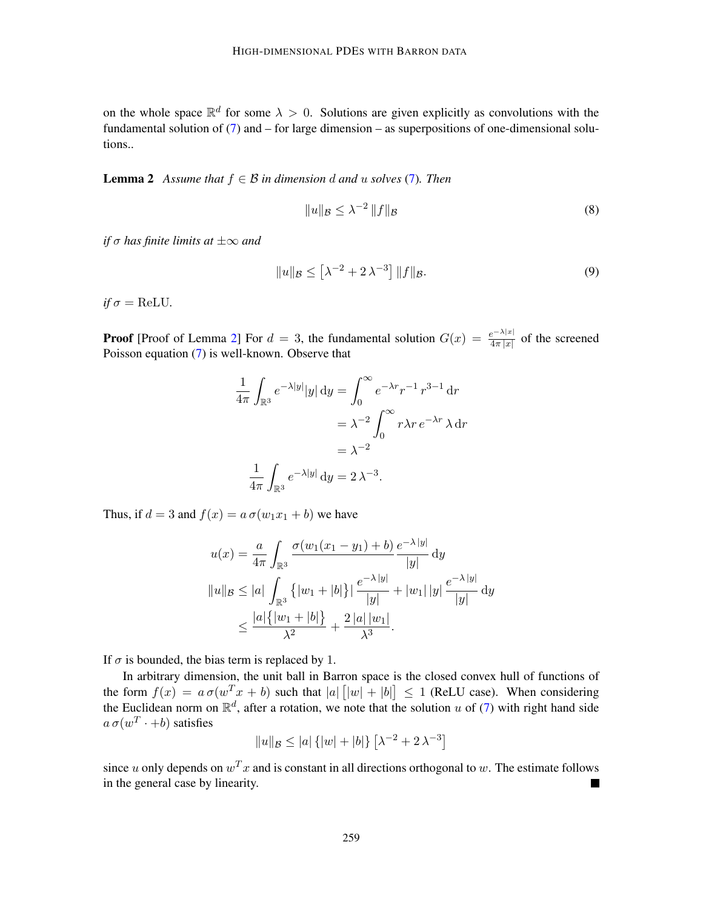on the whole space $\mathbb{R}^d$ for some $\lambda > 0$. Solutions are given explicitly as convolutions with the fundamental solution of (7) and – for large dimension – as superpositions of one-dimensional solutions..

**Lemma 2** *Assume that $f \in \mathcal{B}$ in dimension $d$ and $u$ solves (7). Then*

$$\|u\|_{\mathcal{B}} \leq \lambda^{-2}\, \|f\|_{\mathcal{B}} \tag{8}$$

*if $\sigma$ has finite limits at $\pm\infty$ and*

$$\|u\|_{\mathcal{B}} \leq \left[\lambda^{-2} + 2\,\lambda^{-3}\right] \|f\|_{\mathcal{B}}. \tag{9}$$

*if $\sigma = \mathrm{ReLU}$.*

**Proof** [Proof of Lemma 2] For $d = 3$, the fundamental solution $G(x) = \frac{e^{-\lambda|x|}}{4\pi\,|x|}$ of the screened Poisson equation (7) is well-known. Observe that

$$\begin{aligned}
\frac{1}{4\pi}\int_{\mathbb{R}^3} e^{-\lambda|y|}|y|\,\mathrm{d}y &= \int_0^\infty e^{-\lambda r} r^{-1}\, r^{3-1}\,\mathrm{d}r \\
&= \lambda^{-2}\int_0^\infty r\lambda r\, e^{-\lambda r}\,\lambda\,\mathrm{d}r \\
&= \lambda^{-2} \\
\frac{1}{4\pi}\int_{\mathbb{R}^3} e^{-\lambda|y|}\,\mathrm{d}y &= 2\,\lambda^{-3}.
\end{aligned}$$

Thus, if $d = 3$ and $f(x) = a\,\sigma(w_1x_1 + b)$ we have

$$\begin{aligned}
u(x) &= \frac{a}{4\pi}\int_{\mathbb{R}^3} \frac{\sigma(w_1(x_1 - y_1) + b)\, e^{-\lambda\,|y|}}{|y|}\,\mathrm{d}y \\
\|u\|_{\mathcal{B}} &\leq |a|\int_{\mathbb{R}^3} \big\{|w_1 + |b|\big\}|\,\frac{e^{-\lambda\,|y|}}{|y|} + |w_1|\,|y|\,\frac{e^{-\lambda\,|y|}}{|y|}\,\mathrm{d}y \\
&\leq \frac{|a|\big\{|w_1 + |b|\big\}}{\lambda^2} + \frac{2\,|a|\,|w_1|}{\lambda^3}.
\end{aligned}$$

If $\sigma$ is bounded, the bias term is replaced by $1$.

In arbitrary dimension, the unit ball in Barron space is the closed convex hull of functions of the form $f(x) = a\,\sigma(w^T x + b)$ such that $|a|\,\big[|w| + |b|\big] \leq 1$ (ReLU case). When considering the Euclidean norm on $\mathbb{R}^d$, after a rotation, we note that the solution $u$ of (7) with right hand side $a\,\sigma(w^T \cdot + b)$ satisfies

$$\|u\|_{\mathcal{B}} \leq |a|\,\{|w| + |b|\}\left[\lambda^{-2} + 2\,\lambda^{-3}\right]$$

since $u$ only depends on $w^T x$ and is constant in all directions orthogonal to $w$. The estimate follows in the general case by linearity. ∎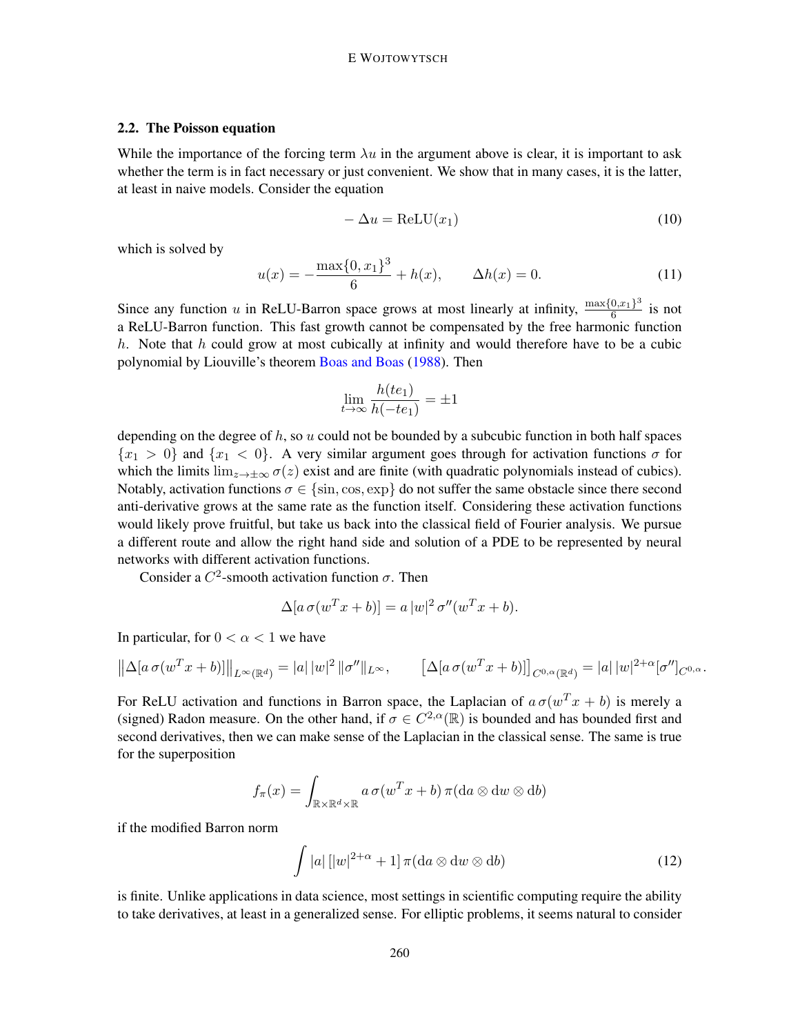### 2.2. The Poisson equation

While the importance of the forcing term $\lambda u$ in the argument above is clear, it is important to ask whether the term is in fact necessary or just convenient. We show that in many cases, it is the latter, at least in naive models. Consider the equation

$$-\Delta u = \mathrm{ReLU}(x_1) \tag{10}$$

which is solved by

$$u(x) = -\frac{\max\{0, x_1\}^3}{6} + h(x), \qquad \Delta h(x) = 0. \tag{11}$$

Since any function $u$ in ReLU-Barron space grows at most linearly at infinity, $\frac{\max\{0,x_1\}^3}{6}$ is not a ReLU-Barron function. This fast growth cannot be compensated by the free harmonic function $h$. Note that $h$ could grow at most cubically at infinity and would therefore have to be a cubic polynomial by Liouville's theorem Boas and Boas (1988). Then

$$\lim_{t\to\infty} \frac{h(te_1)}{h(-te_1)} = \pm 1$$

depending on the degree of $h$, so $u$ could not be bounded by a subcubic function in both half spaces $\{x_1 > 0\}$ and $\{x_1 < 0\}$. A very similar argument goes through for activation functions $\sigma$ for which the limits $\lim_{z\to\pm\infty} \sigma(z)$ exist and are finite (with quadratic polynomials instead of cubics). Notably, activation functions $\sigma \in \{\sin, \cos, \exp\}$ do not suffer the same obstacle since there second anti-derivative grows at the same rate as the function itself. Considering these activation functions would likely prove fruitful, but take us back into the classical field of Fourier analysis. We pursue a different route and allow the right hand side and solution of a PDE to be represented by neural networks with different activation functions.

Consider a $C^2$-smooth activation function $\sigma$. Then

$$\Delta[a\,\sigma(w^T x + b)] = a\,|w|^2\,\sigma''(w^T x + b).$$

In particular, for $0 < \alpha < 1$ we have

$$\big\|\Delta[a\,\sigma(w^T x + b)]\big\|_{L^\infty(\mathbb{R}^d)} = |a|\,|w|^2\,\|\sigma''\|_{L^\infty}, \qquad \big[\Delta[a\,\sigma(w^T x + b)]\big]_{C^{0,\alpha}(\mathbb{R}^d)} = |a|\,|w|^{2+\alpha}[\sigma'']_{C^{0,\alpha}}.$$

For ReLU activation and functions in Barron space, the Laplacian of $a\,\sigma(w^T x + b)$ is merely a (signed) Radon measure. On the other hand, if $\sigma \in C^{2,\alpha}(\mathbb{R})$ is bounded and has bounded first and second derivatives, then we can make sense of the Laplacian in the classical sense. The same is true for the superposition

$$f_\pi(x) = \int_{\mathbb{R}\times\mathbb{R}^d\times\mathbb{R}} a\,\sigma(w^T x + b)\,\pi(\mathrm{d}a \otimes \mathrm{d}w \otimes \mathrm{d}b)$$

if the modified Barron norm

$$\int |a|\,\big[|w|^{2+\alpha} + 1\big]\,\pi(\mathrm{d}a \otimes \mathrm{d}w \otimes \mathrm{d}b) \tag{12}$$

is finite. Unlike applications in data science, most settings in scientific computing require the ability to take derivatives, at least in a generalized sense. For elliptic problems, it seems natural to consider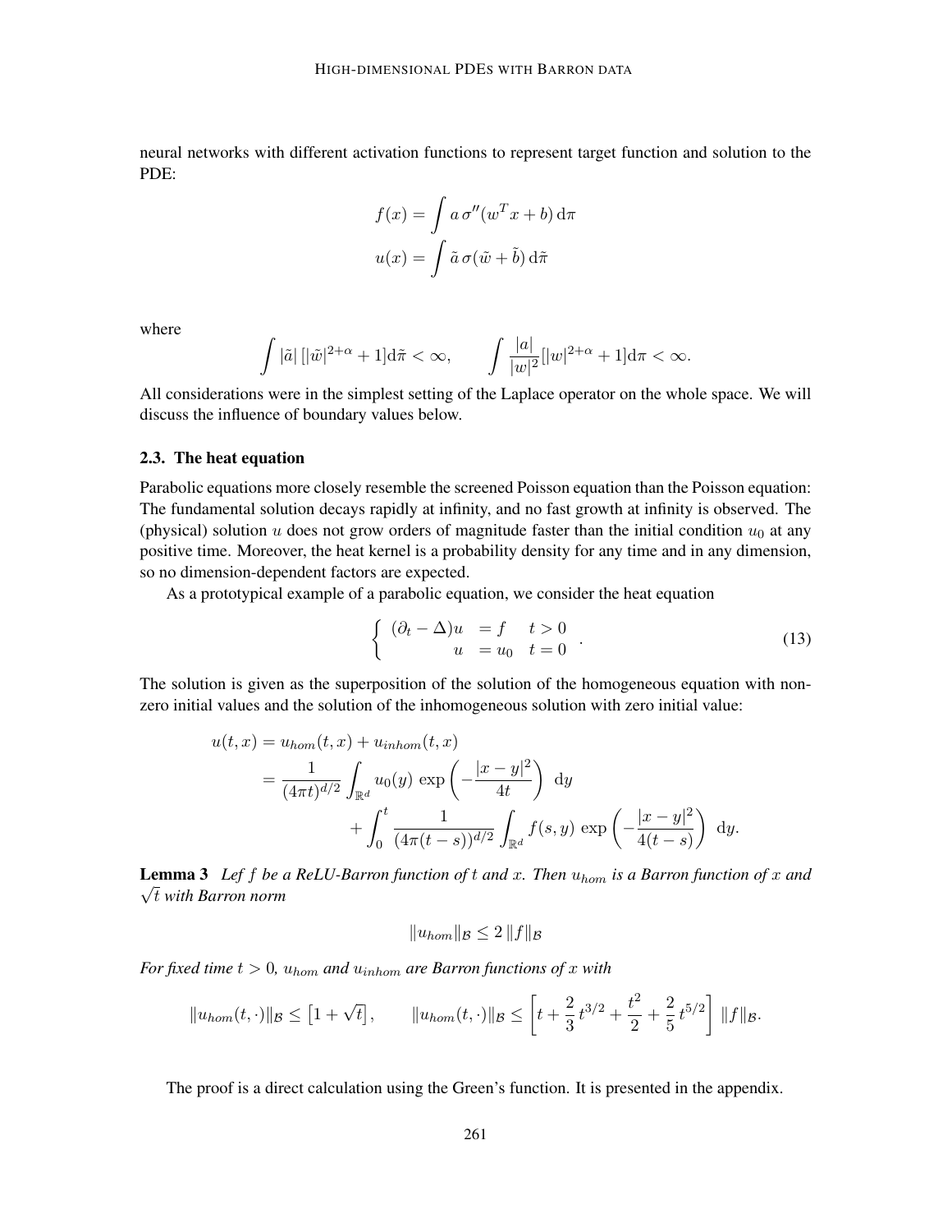neural networks with different activation functions to represent target function and solution to the PDE:

$$
\begin{aligned}
f(x) &= \int a\,\sigma''(w^T x + b)\,\mathrm{d}\pi \\
u(x) &= \int \tilde{a}\,\sigma(\tilde{w} + \tilde{b})\,\mathrm{d}\tilde{\pi}
\end{aligned}
$$

where

$$
\int |\tilde{a}|\,[|\tilde{w}|^{2+\alpha} + 1]\mathrm{d}\tilde{\pi} < \infty, \qquad \int \frac{|a|}{|w|^2}[|w|^{2+\alpha} + 1]\mathrm{d}\pi < \infty.
$$

All considerations were in the simplest setting of the Laplace operator on the whole space. We will discuss the influence of boundary values below.

### 2.3. The heat equation

Parabolic equations more closely resemble the screened Poisson equation than the Poisson equation: The fundamental solution decays rapidly at infinity, and no fast growth at infinity is observed. The (physical) solution $u$ does not grow orders of magnitude faster than the initial condition $u_0$ at any positive time. Moreover, the heat kernel is a probability density for any time and in any dimension, so no dimension-dependent factors are expected.

As a prototypical example of a parabolic equation, we consider the heat equation

$$
\begin{cases} (\partial_t - \Delta)u &= f \quad t > 0 \\ \qquad\quad u &= u_0 \quad t = 0 \end{cases}. \tag{13}
$$

The solution is given as the superposition of the solution of the homogeneous equation with non-zero initial values and the solution of the inhomogeneous solution with zero initial value:

$$
\begin{aligned}
u(t,x) &= u_{hom}(t,x) + u_{inhom}(t,x) \\
&= \frac{1}{(4\pi t)^{d/2}} \int_{\mathbb{R}^d} u_0(y)\,\exp\left(-\frac{|x-y|^2}{4t}\right)\,\mathrm{d}y \\
&\qquad + \int_0^t \frac{1}{(4\pi(t-s))^{d/2}} \int_{\mathbb{R}^d} f(s,y)\,\exp\left(-\frac{|x-y|^2}{4(t-s)}\right)\,\mathrm{d}y.
\end{aligned}
$$

**Lemma 3** *Lef $f$ be a ReLU-Barron function of $t$ and $x$. Then $u_{hom}$ is a Barron function of $x$ and $\sqrt{t}$ with Barron norm*

$$
\|u_{hom}\|_{\mathcal{B}} \leq 2\,\|f\|_{\mathcal{B}}
$$

*For fixed time $t > 0$, $u_{hom}$ and $u_{inhom}$ are Barron functions of $x$ with*

$$
\|u_{hom}(t,\cdot)\|_{\mathcal{B}} \leq \left[1 + \sqrt{t}\right], \qquad \|u_{hom}(t,\cdot)\|_{\mathcal{B}} \leq \left[t + \frac{2}{3}\,t^{3/2} + \frac{t^2}{2} + \frac{2}{5}\,t^{5/2}\right]\,\|f\|_{\mathcal{B}}.
$$

The proof is a direct calculation using the Green's function. It is presented in the appendix.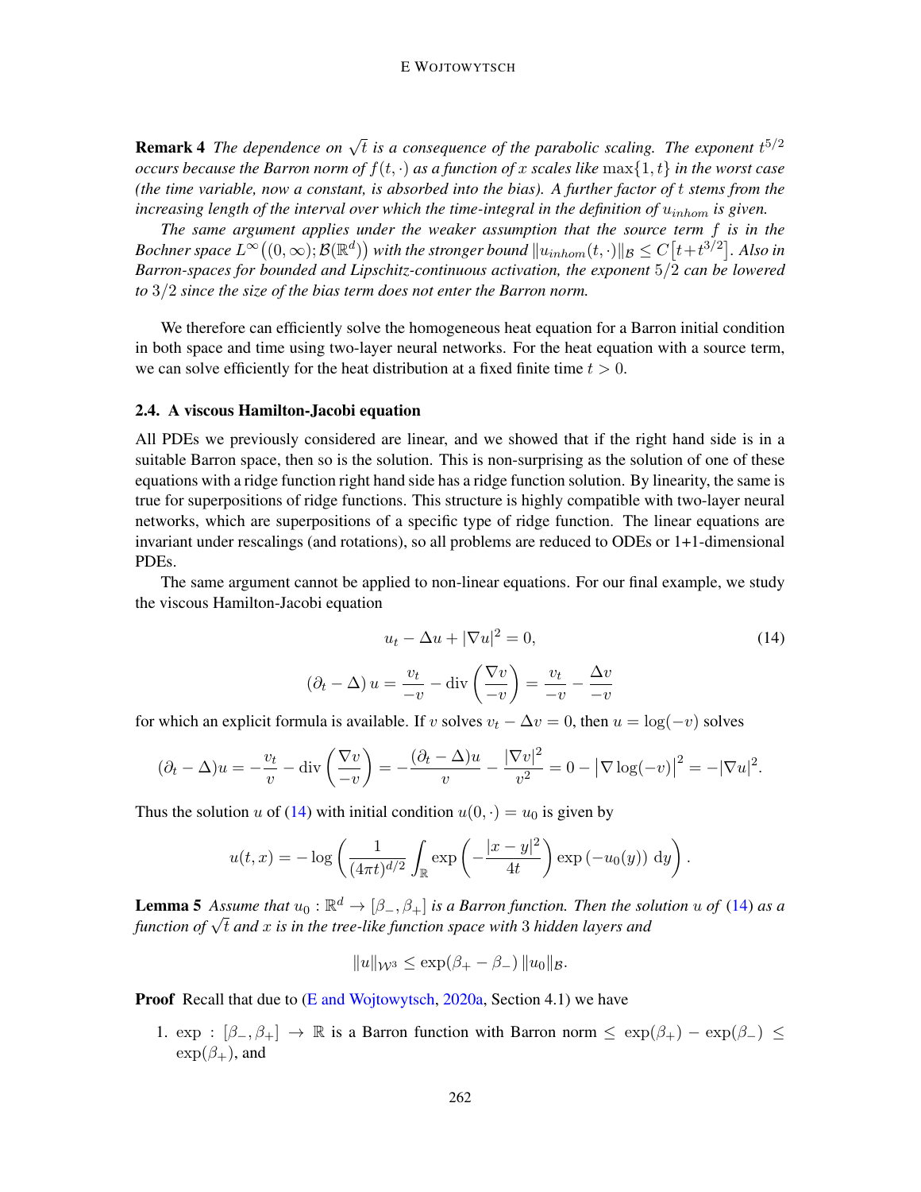**Remark 4** *The dependence on $\sqrt{t}$ is a consequence of the parabolic scaling. The exponent $t^{5/2}$ occurs because the Barron norm of $f(t,\cdot)$ as a function of $x$ scales like $\max\{1,t\}$ in the worst case (the time variable, now a constant, is absorbed into the bias). A further factor of $t$ stems from the increasing length of the interval over which the time-integral in the definition of $u_{inhom}$ is given.*

*The same argument applies under the weaker assumption that the source term $f$ is in the Bochner space $L^\infty\big((0,\infty);\mathcal{B}(\mathbb{R}^d)\big)$ with the stronger bound $\|u_{inhom}(t,\cdot)\|_{\mathcal{B}} \leq C\big[t+t^{3/2}\big]$. Also in Barron-spaces for bounded and Lipschitz-continuous activation, the exponent $5/2$ can be lowered to $3/2$ since the size of the bias term does not enter the Barron norm.*

We therefore can efficiently solve the homogeneous heat equation for a Barron initial condition in both space and time using two-layer neural networks. For the heat equation with a source term, we can solve efficiently for the heat distribution at a fixed finite time $t > 0$.

### 2.4. A viscous Hamilton-Jacobi equation

All PDEs we previously considered are linear, and we showed that if the right hand side is in a suitable Barron space, then so is the solution. This is non-surprising as the solution of one of these equations with a ridge function right hand side has a ridge function solution. By linearity, the same is true for superpositions of ridge functions. This structure is highly compatible with two-layer neural networks, which are superpositions of a specific type of ridge function. The linear equations are invariant under rescalings (and rotations), so all problems are reduced to ODEs or 1+1-dimensional PDEs.

The same argument cannot be applied to non-linear equations. For our final example, we study the viscous Hamilton-Jacobi equation

$$u_t - \Delta u + |\nabla u|^2 = 0, \tag{14}$$

$$(\partial_t - \Delta)\, u = \frac{v_t}{-v} - \operatorname{div}\left(\frac{\nabla v}{-v}\right) = \frac{v_t}{-v} - \frac{\Delta v}{-v}$$

for which an explicit formula is available. If $v$ solves $v_t - \Delta v = 0$, then $u = \log(-v)$ solves

$$(\partial_t - \Delta)u = -\frac{v_t}{v} - \operatorname{div}\left(\frac{\nabla v}{-v}\right) = -\frac{(\partial_t - \Delta)u}{v} - \frac{|\nabla v|^2}{v^2} = 0 - \big|\nabla \log(-v)\big|^2 = -|\nabla u|^2.$$

Thus the solution $u$ of (14) with initial condition $u(0,\cdot) = u_0$ is given by

$$u(t,x) = -\log\left(\frac{1}{(4\pi t)^{d/2}} \int_{\mathbb{R}} \exp\left(-\frac{|x-y|^2}{4t}\right) \exp\left(-u_0(y)\right)\, \mathrm{d}y\right).$$

**Lemma 5** *Assume that $u_0 : \mathbb{R}^d \to [\beta_-, \beta_+]$ is a Barron function. Then the solution $u$ of (14) as a function of $\sqrt{t}$ and $x$ is in the tree-like function space with 3 hidden layers and*

$$\|u\|_{\mathcal{W}^3} \leq \exp(\beta_+ - \beta_-)\, \|u_0\|_{\mathcal{B}}.$$

**Proof** Recall that due to (E and Wojtowytsch, 2020a, Section 4.1) we have

1. $\exp : [\beta_-, \beta_+] \to \mathbb{R}$ is a Barron function with Barron norm $\leq \exp(\beta_+) - \exp(\beta_-) \leq \exp(\beta_+)$, and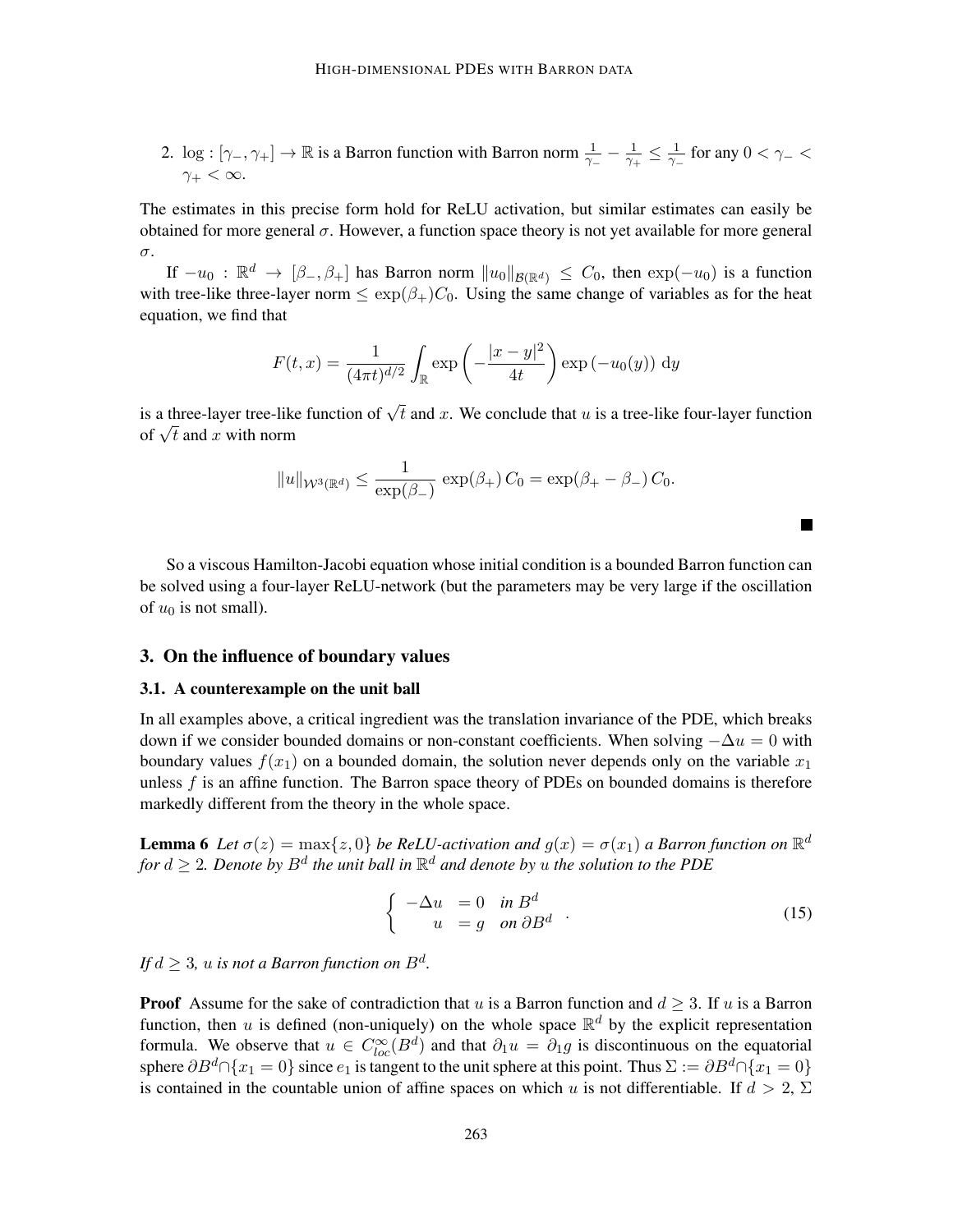2. $\log : [\gamma_-, \gamma_+] \to \mathbb{R}$ is a Barron function with Barron norm $\frac{1}{\gamma_-} - \frac{1}{\gamma_+} \leq \frac{1}{\gamma_-}$ for any $0 < \gamma_- < \gamma_+ < \infty$.

The estimates in this precise form hold for ReLU activation, but similar estimates can easily be obtained for more general $\sigma$. However, a function space theory is not yet available for more general $\sigma$.

If $-u_0 : \mathbb{R}^d \to [\beta_-, \beta_+]$ has Barron norm $\|u_0\|_{\mathcal{B}(\mathbb{R}^d)} \leq C_0$, then $\exp(-u_0)$ is a function with tree-like three-layer norm $\leq \exp(\beta_+) C_0$. Using the same change of variables as for the heat equation, we find that

$$F(t,x) = \frac{1}{(4\pi t)^{d/2}} \int_{\mathbb{R}} \exp\left(-\frac{|x-y|^2}{4t}\right) \exp\left(-u_0(y)\right) \,\mathrm{d}y$$

is a three-layer tree-like function of $\sqrt{t}$ and $x$. We conclude that $u$ is a tree-like four-layer function of $\sqrt{t}$ and $x$ with norm

$$\|u\|_{\mathcal{W}^3(\mathbb{R}^d)} \leq \frac{1}{\exp(\beta_-)} \exp(\beta_+)\, C_0 = \exp(\beta_+ - \beta_-)\, C_0.$$

■

So a viscous Hamilton-Jacobi equation whose initial condition is a bounded Barron function can be solved using a four-layer ReLU-network (but the parameters may be very large if the oscillation of $u_0$ is not small).

## 3. On the influence of boundary values

### 3.1. A counterexample on the unit ball

In all examples above, a critical ingredient was the translation invariance of the PDE, which breaks down if we consider bounded domains or non-constant coefficients. When solving $-\Delta u = 0$ with boundary values $f(x_1)$ on a bounded domain, the solution never depends only on the variable $x_1$ unless $f$ is an affine function. The Barron space theory of PDEs on bounded domains is therefore markedly different from the theory in the whole space.

**Lemma 6** *Let $\sigma(z) = \max\{z, 0\}$ be ReLU-activation and $g(x) = \sigma(x_1)$ a Barron function on $\mathbb{R}^d$ for $d \geq 2$. Denote by $B^d$ the unit ball in $\mathbb{R}^d$ and denote by $u$ the solution to the PDE*

$$\begin{cases} -\Delta u &= 0 \quad \text{in } B^d \\ \quad\;\; u &= g \quad \text{on } \partial B^d \end{cases}. \tag{15}$$

*If $d \geq 3$, $u$ is not a Barron function on $B^d$.*

**Proof** Assume for the sake of contradiction that $u$ is a Barron function and $d \geq 3$. If $u$ is a Barron function, then $u$ is defined (non-uniquely) on the whole space $\mathbb{R}^d$ by the explicit representation formula. We observe that $u \in C^\infty_{loc}(B^d)$ and that $\partial_1 u = \partial_1 g$ is discontinuous on the equatorial sphere $\partial B^d \cap \{x_1 = 0\}$ since $e_1$ is tangent to the unit sphere at this point. Thus $\Sigma := \partial B^d \cap \{x_1 = 0\}$ is contained in the countable union of affine spaces on which $u$ is not differentiable. If $d > 2$, $\Sigma$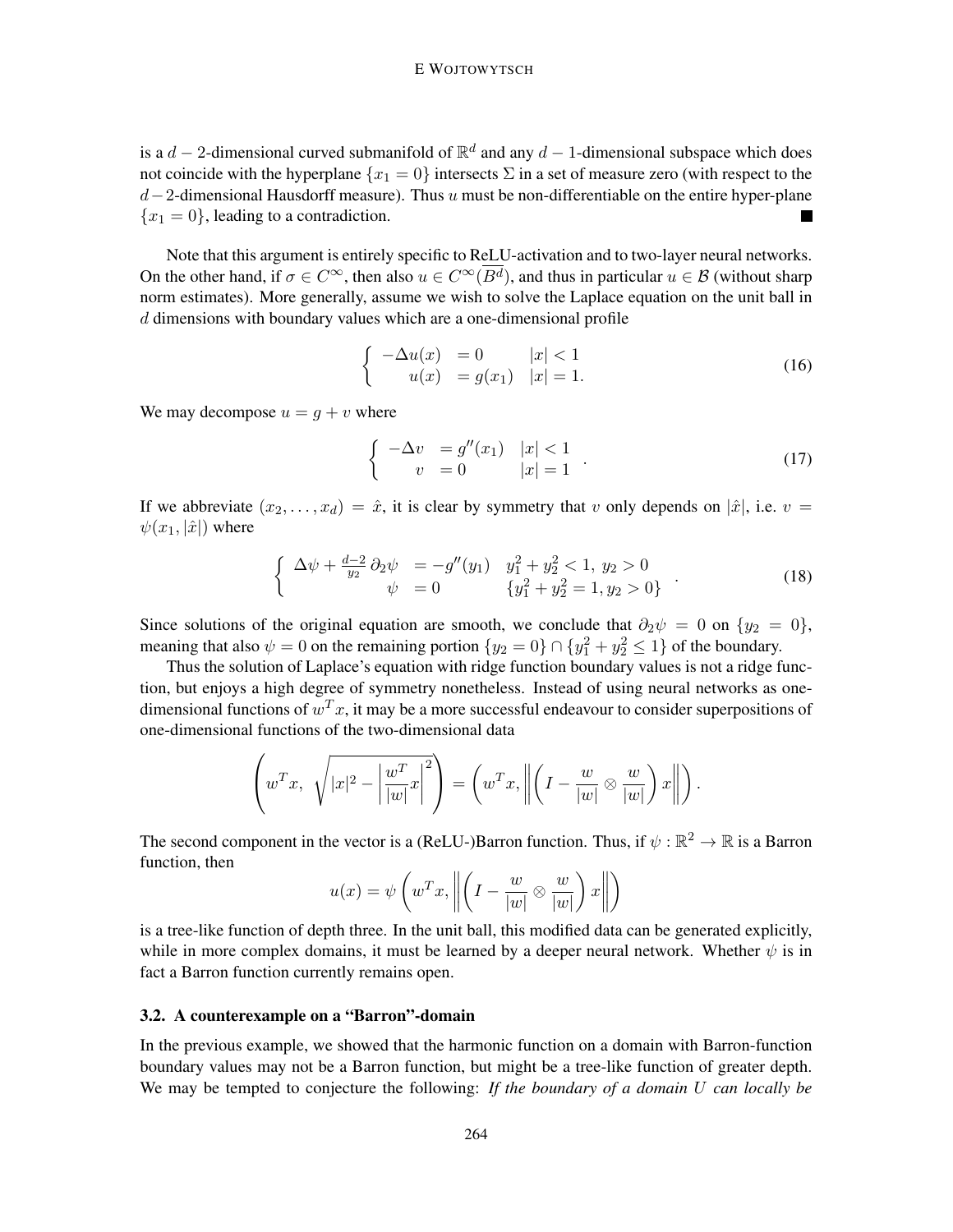is a $d-2$-dimensional curved submanifold of $\mathbb{R}^d$ and any $d-1$-dimensional subspace which does not coincide with the hyperplane $\{x_1 = 0\}$ intersects $\Sigma$ in a set of measure zero (with respect to the $d-2$-dimensional Hausdorff measure). Thus $u$ must be non-differentiable on the entire hyper-plane $\{x_1 = 0\}$, leading to a contradiction. ∎

Note that this argument is entirely specific to ReLU-activation and to two-layer neural networks. On the other hand, if $\sigma \in C^\infty$, then also $u \in C^\infty(\overline{B^d})$, and thus in particular $u \in \mathcal{B}$ (without sharp norm estimates). More generally, assume we wish to solve the Laplace equation on the unit ball in $d$ dimensions with boundary values which are a one-dimensional profile

$$
\begin{cases} -\Delta u(x) &= 0 \qquad |x| < 1 \\ \quad\; u(x) &= g(x_1) \quad |x| = 1. \end{cases} \tag{16}
$$

We may decompose $u = g + v$ where

$$
\begin{cases} -\Delta v &= g''(x_1) \quad |x| < 1 \\ \quad\; v &= 0 \qquad\quad |x| = 1 \end{cases}. \tag{17}
$$

If we abbreviate $(x_2, \dots, x_d) = \hat{x}$, it is clear by symmetry that $v$ only depends on $|\hat{x}|$, i.e. $v = \psi(x_1, |\hat{x}|)$ where

$$
\begin{cases} \Delta\psi + \frac{d-2}{y_2}\,\partial_2\psi &= -g''(y_1) \quad y_1^2 + y_2^2 < 1,\ y_2 > 0 \\ \qquad\qquad\quad \psi &= 0 \qquad\qquad \{y_1^2 + y_2^2 = 1, y_2 > 0\} \end{cases}. \tag{18}
$$

Since solutions of the original equation are smooth, we conclude that $\partial_2\psi = 0$ on $\{y_2 = 0\}$, meaning that also $\psi = 0$ on the remaining portion $\{y_2 = 0\} \cap \{y_1^2 + y_2^2 \leq 1\}$ of the boundary.

Thus the solution of Laplace's equation with ridge function boundary values is not a ridge function, but enjoys a high degree of symmetry nonetheless. Instead of using neural networks as one-dimensional functions of $w^T x$, it may be a more successful endeavour to consider superpositions of one-dimensional functions of the two-dimensional data

$$
\left( w^T x,\ \sqrt{|x|^2 - \left| \frac{w^T}{|w|} x \right|^2} \right) = \left( w^T x, \left\| \left( I - \frac{w}{|w|} \otimes \frac{w}{|w|} \right) x \right\| \right).
$$

The second component in the vector is a (ReLU-)Barron function. Thus, if $\psi : \mathbb{R}^2 \to \mathbb{R}$ is a Barron function, then

$$
u(x) = \psi\left( w^T x, \left\| \left( I - \frac{w}{|w|} \otimes \frac{w}{|w|} \right) x \right\| \right)
$$

is a tree-like function of depth three. In the unit ball, this modified data can be generated explicitly, while in more complex domains, it must be learned by a deeper neural network. Whether $\psi$ is in fact a Barron function currently remains open.

### 3.2. A counterexample on a "Barron"-domain

In the previous example, we showed that the harmonic function on a domain with Barron-function boundary values may not be a Barron function, but might be a tree-like function of greater depth. We may be tempted to conjecture the following: *If the boundary of a domain $U$ can locally be*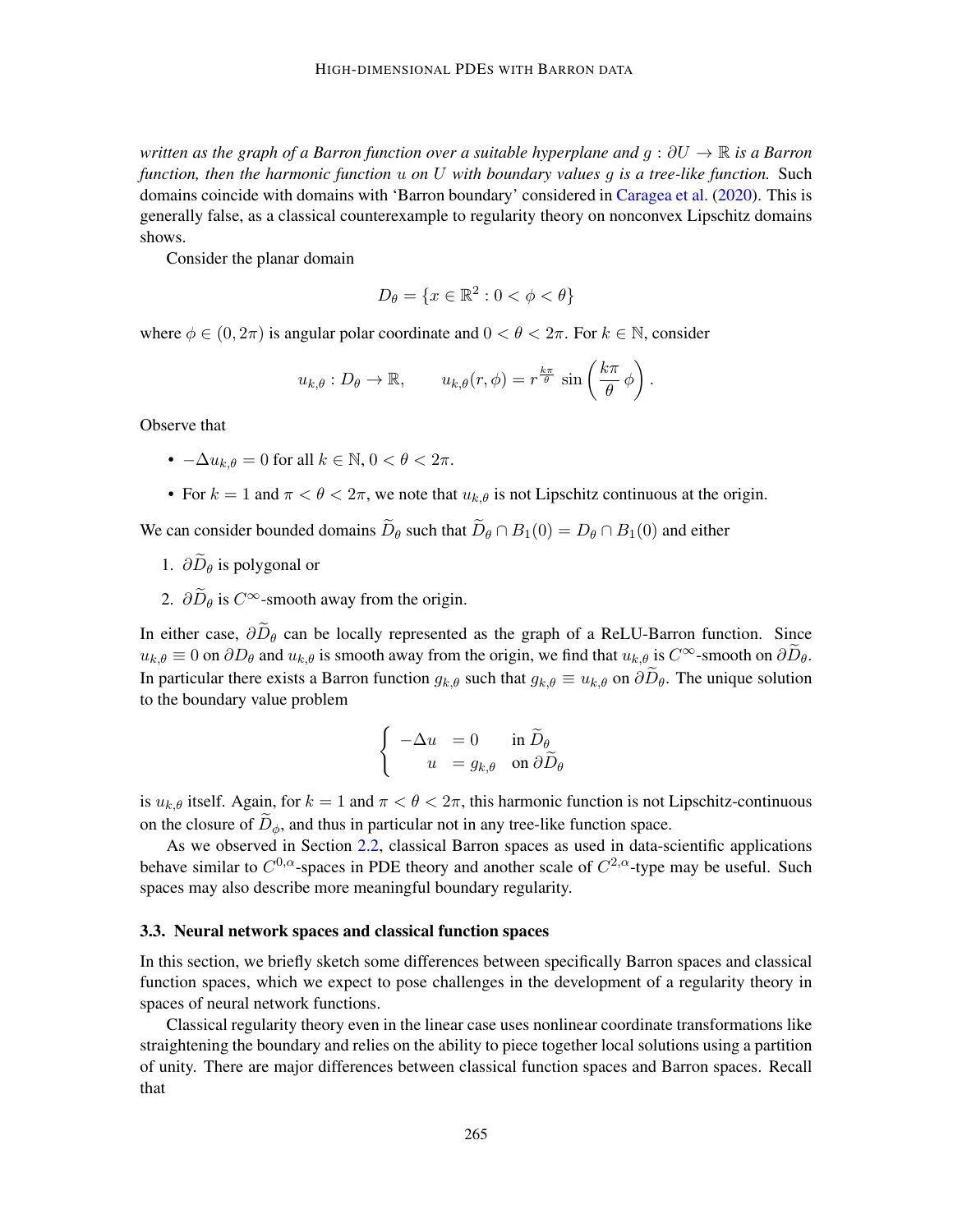*written as the graph of a Barron function over a suitable hyperplane and $g : \partial U \to \mathbb{R}$ is a Barron function, then the harmonic function $u$ on $U$ with boundary values $g$ is a tree-like function.* Such domains coincide with domains with 'Barron boundary' considered in Caragea et al. (2020). This is generally false, as a classical counterexample to regularity theory on nonconvex Lipschitz domains shows.

Consider the planar domain

$$D_\theta = \{x \in \mathbb{R}^2 : 0 < \phi < \theta\}$$

where $\phi \in (0, 2\pi)$ is angular polar coordinate and $0 < \theta < 2\pi$. For $k \in \mathbb{N}$, consider

$$u_{k,\theta} : D_\theta \to \mathbb{R}, \qquad u_{k,\theta}(r,\phi) = r^{\frac{k\pi}{\theta}} \sin\left(\frac{k\pi}{\theta}\,\phi\right).$$

Observe that

- $-\Delta u_{k,\theta} = 0$ for all $k \in \mathbb{N}$, $0 < \theta < 2\pi$.
- For $k = 1$ and $\pi < \theta < 2\pi$, we note that $u_{k,\theta}$ is not Lipschitz continuous at the origin.

We can consider bounded domains $\widetilde{D}_\theta$ such that $\widetilde{D}_\theta \cap B_1(0) = D_\theta \cap B_1(0)$ and either

1. $\partial \widetilde{D}_\theta$ is polygonal or
2. $\partial \widetilde{D}_\theta$ is $C^\infty$-smooth away from the origin.

In either case, $\partial \widetilde{D}_\theta$ can be locally represented as the graph of a ReLU-Barron function. Since $u_{k,\theta} \equiv 0$ on $\partial D_\theta$ and $u_{k,\theta}$ is smooth away from the origin, we find that $u_{k,\theta}$ is $C^\infty$-smooth on $\partial \widetilde{D}_\theta$. In particular there exists a Barron function $g_{k,\theta}$ such that $g_{k,\theta} \equiv u_{k,\theta}$ on $\partial \widetilde{D}_\theta$. The unique solution to the boundary value problem

$$\begin{cases} -\Delta u &= 0 \quad \text{in } \widetilde{D}_\theta \\ \quad\; u &= g_{k,\theta} \quad \text{on } \partial \widetilde{D}_\theta \end{cases}$$

is $u_{k,\theta}$ itself. Again, for $k = 1$ and $\pi < \theta < 2\pi$, this harmonic function is not Lipschitz-continuous on the closure of $\widetilde{D}_\phi$, and thus in particular not in any tree-like function space.

As we observed in Section 2.2, classical Barron spaces as used in data-scientific applications behave similar to $C^{0,\alpha}$-spaces in PDE theory and another scale of $C^{2,\alpha}$-type may be useful. Such spaces may also describe more meaningful boundary regularity.

### 3.3. Neural network spaces and classical function spaces

In this section, we briefly sketch some differences between specifically Barron spaces and classical function spaces, which we expect to pose challenges in the development of a regularity theory in spaces of neural network functions.

Classical regularity theory even in the linear case uses nonlinear coordinate transformations like straightening the boundary and relies on the ability to piece together local solutions using a partition of unity. There are major differences between classical function spaces and Barron spaces. Recall that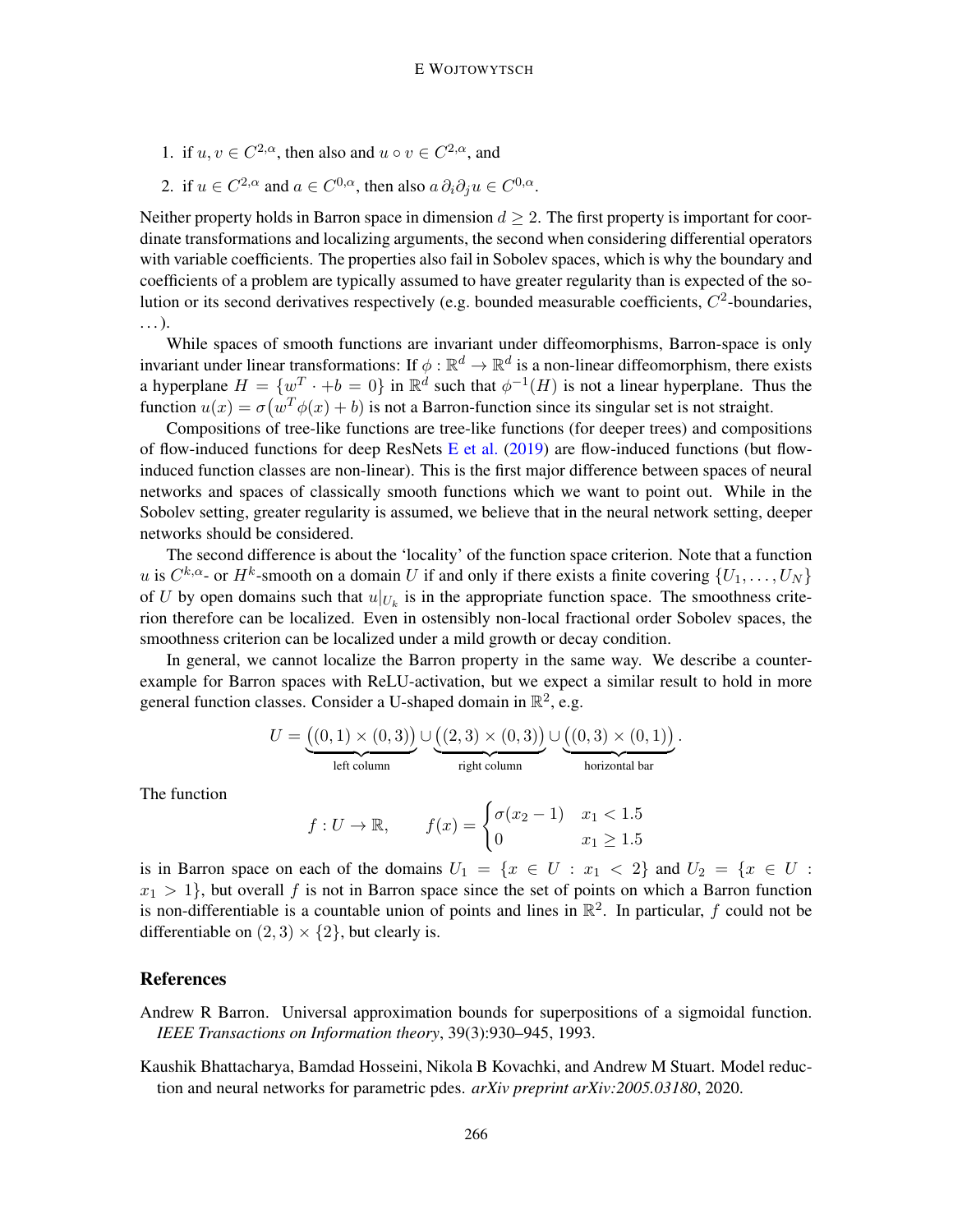1. if $u, v \in C^{2,\alpha}$, then also and $u \circ v \in C^{2,\alpha}$, and
2. if $u \in C^{2,\alpha}$ and $a \in C^{0,\alpha}$, then also $a\,\partial_i\partial_j u \in C^{0,\alpha}$.

Neither property holds in Barron space in dimension $d \geq 2$. The first property is important for coordinate transformations and localizing arguments, the second when considering differential operators with variable coefficients. The properties also fail in Sobolev spaces, which is why the boundary and coefficients of a problem are typically assumed to have greater regularity than is expected of the solution or its second derivatives respectively (e.g. bounded measurable coefficients, $C^2$-boundaries, ...).

While spaces of smooth functions are invariant under diffeomorphisms, Barron-space is only invariant under linear transformations: If $\phi : \mathbb{R}^d \to \mathbb{R}^d$ is a non-linear diffeomorphism, there exists a hyperplane $H = \{w^T \cdot +b = 0\}$ in $\mathbb{R}^d$ such that $\phi^{-1}(H)$ is not a linear hyperplane. Thus the function $u(x) = \sigma\big(w^T\phi(x) + b\big)$ is not a Barron-function since its singular set is not straight.

Compositions of tree-like functions are tree-like functions (for deeper trees) and compositions of flow-induced functions for deep ResNets E et al. (2019) are flow-induced functions (but flow-induced function classes are non-linear). This is the first major difference between spaces of neural networks and spaces of classically smooth functions which we want to point out. While in the Sobolev setting, greater regularity is assumed, we believe that in the neural network setting, deeper networks should be considered.

The second difference is about the 'locality' of the function space criterion. Note that a function $u$ is $C^{k,\alpha}$- or $H^k$-smooth on a domain $U$ if and only if there exists a finite covering $\{U_1, \dots, U_N\}$ of $U$ by open domains such that $u|_{U_k}$ is in the appropriate function space. The smoothness criterion therefore can be localized. Even in ostensibly non-local fractional order Sobolev spaces, the smoothness criterion can be localized under a mild growth or decay condition.

In general, we cannot localize the Barron property in the same way. We describe a counterexample for Barron spaces with ReLU-activation, but we expect a similar result to hold in more general function classes. Consider a U-shaped domain in $\mathbb{R}^2$, e.g.

$$U = \underbrace{\big((0,1)\times(0,3)\big)}_{\text{left column}} \cup \underbrace{\big((2,3)\times(0,3)\big)}_{\text{right column}} \cup \underbrace{\big((0,3)\times(0,1)\big)}_{\text{horizontal bar}}.$$

The function

$$f : U \to \mathbb{R}, \qquad f(x) = \begin{cases} \sigma(x_2 - 1) & x_1 < 1.5 \\ 0 & x_1 \geq 1.5 \end{cases}$$

is in Barron space on each of the domains $U_1 = \{x \in U : x_1 < 2\}$ and $U_2 = \{x \in U : x_1 > 1\}$, but overall $f$ is not in Barron space since the set of points on which a Barron function is non-differentiable is a countable union of points and lines in $\mathbb{R}^2$. In particular, $f$ could not be differentiable on $(2,3)\times\{2\}$, but clearly is.

## References

Andrew R Barron. Universal approximation bounds for superpositions of a sigmoidal function. *IEEE Transactions on Information theory*, 39(3):930–945, 1993.

Kaushik Bhattacharya, Bamdad Hosseini, Nikola B Kovachki, and Andrew M Stuart. Model reduction and neural networks for parametric pdes. *arXiv preprint arXiv:2005.03180*, 2020.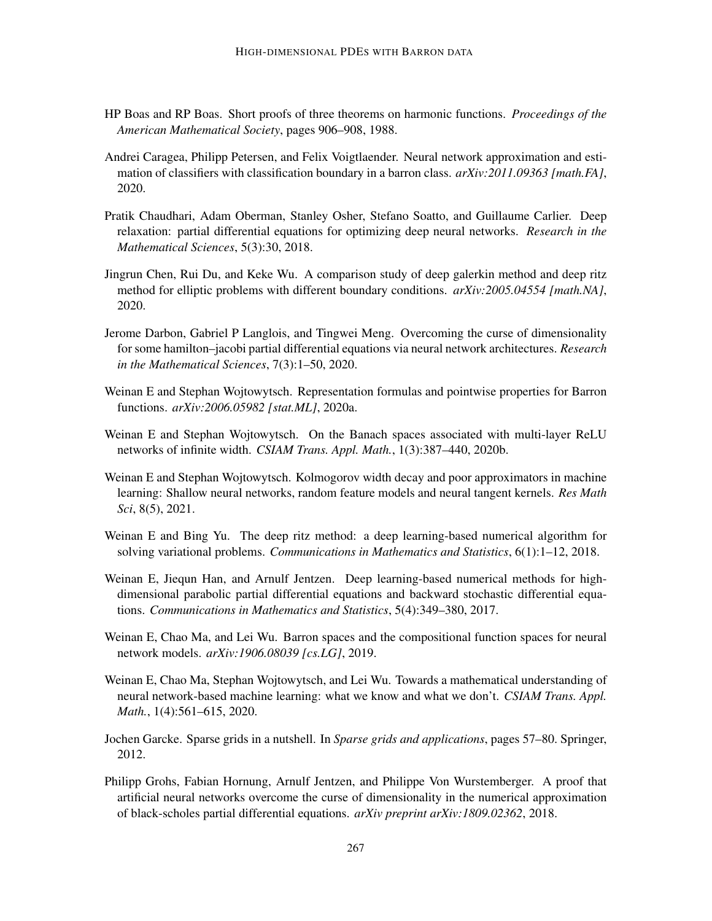HP Boas and RP Boas. Short proofs of three theorems on harmonic functions. *Proceedings of the American Mathematical Society*, pages 906–908, 1988.

Andrei Caragea, Philipp Petersen, and Felix Voigtlaender. Neural network approximation and estimation of classifiers with classification boundary in a barron class. *arXiv:2011.09363 [math.FA]*, 2020.

Pratik Chaudhari, Adam Oberman, Stanley Osher, Stefano Soatto, and Guillaume Carlier. Deep relaxation: partial differential equations for optimizing deep neural networks. *Research in the Mathematical Sciences*, 5(3):30, 2018.

Jingrun Chen, Rui Du, and Keke Wu. A comparison study of deep galerkin method and deep ritz method for elliptic problems with different boundary conditions. *arXiv:2005.04554 [math.NA]*, 2020.

Jerome Darbon, Gabriel P Langlois, and Tingwei Meng. Overcoming the curse of dimensionality for some hamilton–jacobi partial differential equations via neural network architectures. *Research in the Mathematical Sciences*, 7(3):1–50, 2020.

Weinan E and Stephan Wojtowytsch. Representation formulas and pointwise properties for Barron functions. *arXiv:2006.05982 [stat.ML]*, 2020a.

Weinan E and Stephan Wojtowytsch. On the Banach spaces associated with multi-layer ReLU networks of infinite width. *CSIAM Trans. Appl. Math.*, 1(3):387–440, 2020b.

Weinan E and Stephan Wojtowytsch. Kolmogorov width decay and poor approximators in machine learning: Shallow neural networks, random feature models and neural tangent kernels. *Res Math Sci*, 8(5), 2021.

Weinan E and Bing Yu. The deep ritz method: a deep learning-based numerical algorithm for solving variational problems. *Communications in Mathematics and Statistics*, 6(1):1–12, 2018.

Weinan E, Jiequn Han, and Arnulf Jentzen. Deep learning-based numerical methods for high-dimensional parabolic partial differential equations and backward stochastic differential equations. *Communications in Mathematics and Statistics*, 5(4):349–380, 2017.

Weinan E, Chao Ma, and Lei Wu. Barron spaces and the compositional function spaces for neural network models. *arXiv:1906.08039 [cs.LG]*, 2019.

Weinan E, Chao Ma, Stephan Wojtowytsch, and Lei Wu. Towards a mathematical understanding of neural network-based machine learning: what we know and what we don't. *CSIAM Trans. Appl. Math.*, 1(4):561–615, 2020.

Jochen Garcke. Sparse grids in a nutshell. In *Sparse grids and applications*, pages 57–80. Springer, 2012.

Philipp Grohs, Fabian Hornung, Arnulf Jentzen, and Philippe Von Wurstemberger. A proof that artificial neural networks overcome the curse of dimensionality in the numerical approximation of black-scholes partial differential equations. *arXiv preprint arXiv:1809.02362*, 2018.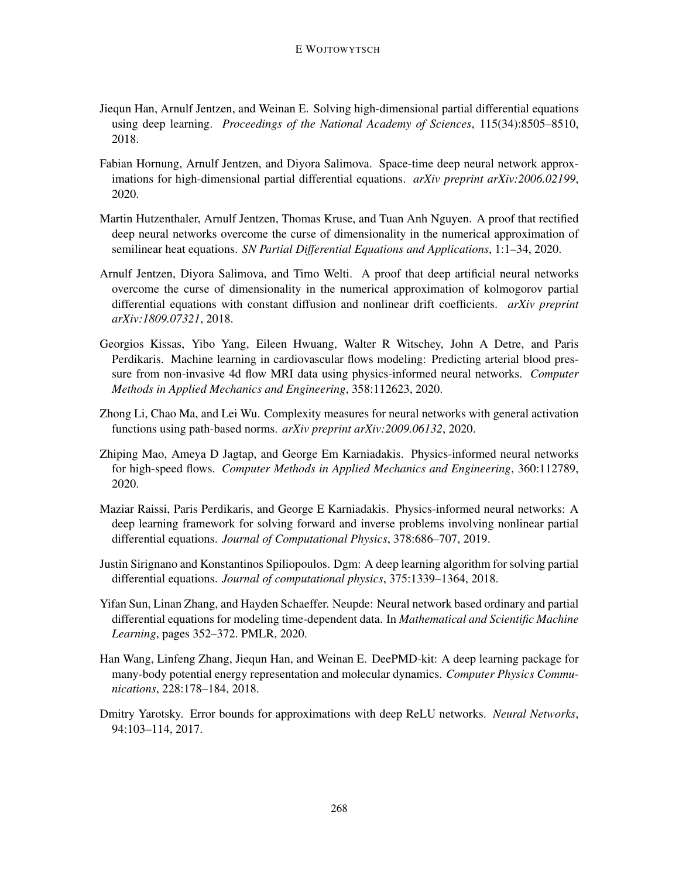Jiequn Han, Arnulf Jentzen, and Weinan E. Solving high-dimensional partial differential equations using deep learning. *Proceedings of the National Academy of Sciences*, 115(34):8505–8510, 2018.

Fabian Hornung, Arnulf Jentzen, and Diyora Salimova. Space-time deep neural network approximations for high-dimensional partial differential equations. *arXiv preprint arXiv:2006.02199*, 2020.

Martin Hutzenthaler, Arnulf Jentzen, Thomas Kruse, and Tuan Anh Nguyen. A proof that rectified deep neural networks overcome the curse of dimensionality in the numerical approximation of semilinear heat equations. *SN Partial Differential Equations and Applications*, 1:1–34, 2020.

Arnulf Jentzen, Diyora Salimova, and Timo Welti. A proof that deep artificial neural networks overcome the curse of dimensionality in the numerical approximation of kolmogorov partial differential equations with constant diffusion and nonlinear drift coefficients. *arXiv preprint arXiv:1809.07321*, 2018.

Georgios Kissas, Yibo Yang, Eileen Hwuang, Walter R Witschey, John A Detre, and Paris Perdikaris. Machine learning in cardiovascular flows modeling: Predicting arterial blood pressure from non-invasive 4d flow MRI data using physics-informed neural networks. *Computer Methods in Applied Mechanics and Engineering*, 358:112623, 2020.

Zhong Li, Chao Ma, and Lei Wu. Complexity measures for neural networks with general activation functions using path-based norms. *arXiv preprint arXiv:2009.06132*, 2020.

Zhiping Mao, Ameya D Jagtap, and George Em Karniadakis. Physics-informed neural networks for high-speed flows. *Computer Methods in Applied Mechanics and Engineering*, 360:112789, 2020.

Maziar Raissi, Paris Perdikaris, and George E Karniadakis. Physics-informed neural networks: A deep learning framework for solving forward and inverse problems involving nonlinear partial differential equations. *Journal of Computational Physics*, 378:686–707, 2019.

Justin Sirignano and Konstantinos Spiliopoulos. Dgm: A deep learning algorithm for solving partial differential equations. *Journal of computational physics*, 375:1339–1364, 2018.

Yifan Sun, Linan Zhang, and Hayden Schaeffer. Neupde: Neural network based ordinary and partial differential equations for modeling time-dependent data. In *Mathematical and Scientific Machine Learning*, pages 352–372. PMLR, 2020.

Han Wang, Linfeng Zhang, Jiequn Han, and Weinan E. DeePMD-kit: A deep learning package for many-body potential energy representation and molecular dynamics. *Computer Physics Communications*, 228:178–184, 2018.

Dmitry Yarotsky. Error bounds for approximations with deep ReLU networks. *Neural Networks*, 94:103–114, 2017.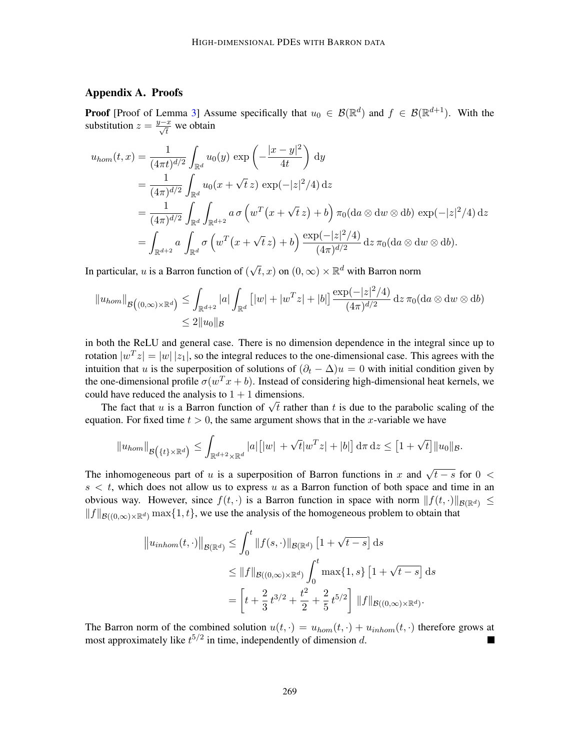## Appendix A. Proofs

**Proof** [Proof of Lemma 3] Assume specifically that $u_0 \in \mathcal{B}(\mathbb{R}^d)$ and $f \in \mathcal{B}(\mathbb{R}^{d+1})$. With the substitution $z = \frac{y-x}{\sqrt{t}}$ we obtain

$$
\begin{aligned}
u_{hom}(t,x) &= \frac{1}{(4\pi t)^{d/2}} \int_{\mathbb{R}^d} u_0(y)\, \exp\left(-\frac{|x-y|^2}{4t}\right)\, \mathrm{d}y \\
&= \frac{1}{(4\pi)^{d/2}} \int_{\mathbb{R}^d} u_0(x + \sqrt{t}\, z)\, \exp(-|z|^2/4)\, \mathrm{d}z \\
&= \frac{1}{(4\pi)^{d/2}} \int_{\mathbb{R}^d} \int_{\mathbb{R}^{d+2}} a\, \sigma\left(w^T\big(x + \sqrt{t}\, z\big) + b\right) \pi_0(\mathrm{d}a \otimes \mathrm{d}w \otimes \mathrm{d}b)\, \exp(-|z|^2/4)\, \mathrm{d}z \\
&= \int_{\mathbb{R}^{d+2}} a \int_{\mathbb{R}^d} \sigma\left(w^T\big(x + \sqrt{t}\, z\big) + b\right) \frac{\exp(-|z|^2/4)}{(4\pi)^{d/2}}\, \mathrm{d}z\, \pi_0(\mathrm{d}a \otimes \mathrm{d}w \otimes \mathrm{d}b).
\end{aligned}
$$

In particular, $u$ is a Barron function of $(\sqrt{t}, x)$ on $(0,\infty) \times \mathbb{R}^d$ with Barron norm

$$
\begin{aligned}
\|u_{hom}\|_{\mathcal{B}\left((0,\infty)\times\mathbb{R}^d\right)} &\le \int_{\mathbb{R}^{d+2}} |a| \int_{\mathbb{R}^d} \big[|w| + |w^T z| + |b|\big] \frac{\exp(-|z|^2/4)}{(4\pi)^{d/2}}\, \mathrm{d}z\, \pi_0(\mathrm{d}a \otimes \mathrm{d}w \otimes \mathrm{d}b) \\
&\le 2\|u_0\|_{\mathcal{B}}
\end{aligned}
$$

in both the ReLU and general case. There is no dimension dependence in the integral since up to rotation $|w^T z| = |w|\, |z_1|$, so the integral reduces to the one-dimensional case. This agrees with the intuition that $u$ is the superposition of solutions of $(\partial_t - \Delta)u = 0$ with initial condition given by the one-dimensional profile $\sigma(w^T x + b)$. Instead of considering high-dimensional heat kernels, we could have reduced the analysis to $1+1$ dimensions.

The fact that $u$ is a Barron function of $\sqrt{t}$ rather than $t$ is due to the parabolic scaling of the equation. For fixed time $t > 0$, the same argument shows that in the $x$-variable we have

$$
\|u_{hom}\|_{\mathcal{B}\left(\{t\}\times\mathbb{R}^d\right)} \le \int_{\mathbb{R}^{d+2}\times\mathbb{R}^d} |a| \big[|w| + \sqrt{t}|w^T z| + |b|\big]\, \mathrm{d}\pi\, \mathrm{d}z \le \big[1 + \sqrt{t}\big] \|u_0\|_{\mathcal{B}}.
$$

The inhomogeneous part of $u$ is a superposition of Barron functions in $x$ and $\sqrt{t-s}$ for $0 < s < t$, which does not allow us to express $u$ as a Barron function of both space and time in an obvious way. However, since $f(t,\cdot)$ is a Barron function in space with norm $\|f(t,\cdot)\|_{\mathcal{B}(\mathbb{R}^d)} \le \|f\|_{\mathcal{B}((0,\infty)\times\mathbb{R}^d)} \max\{1,t\}$, we use the analysis of the homogeneous problem to obtain that

$$
\begin{aligned}
\big\|u_{inhom}(t,\cdot)\big\|_{\mathcal{B}(\mathbb{R}^d)} &\le \int_0^t \|f(s,\cdot)\|_{\mathcal{B}(\mathbb{R}^d)} \big[1 + \sqrt{t-s}\big]\, \mathrm{d}s \\
&\le \|f\|_{\mathcal{B}((0,\infty)\times\mathbb{R}^d)} \int_0^t \max\{1,s\} \big[1 + \sqrt{t-s}\big]\, \mathrm{d}s \\
&= \left[t + \frac{2}{3}\, t^{3/2} + \frac{t^2}{2} + \frac{2}{5}\, t^{5/2}\right] \|f\|_{\mathcal{B}((0,\infty)\times\mathbb{R}^d)}.
\end{aligned}
$$

The Barron norm of the combined solution $u(t,\cdot) = u_{hom}(t,\cdot) + u_{inhom}(t,\cdot)$ therefore grows at most approximately like $t^{5/2}$ in time, independently of dimension $d$. ■